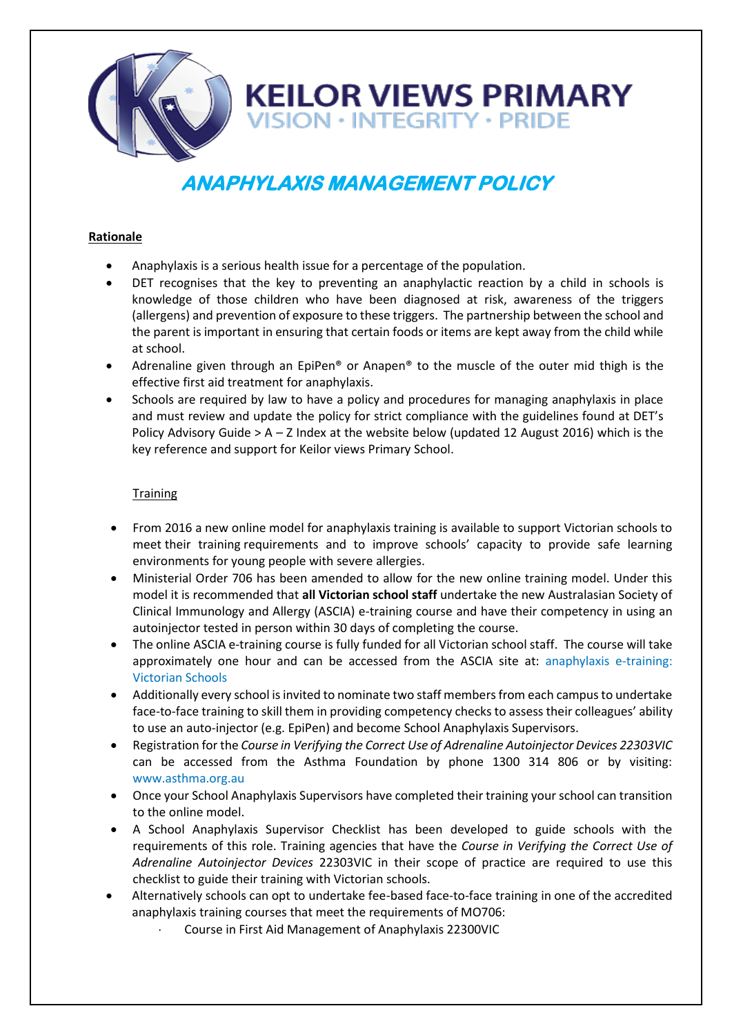# KEILOR VIEWS PRIMARY

VISION · INTEGRITY · PRIDE

## *ANAPHYLAXIS MANAGEMENT POLICY*

**Rationale**

- Anaphylaxis is a serious health issue for a percentage of the population.
- DET recognises that the key to preventing an anaphylactic reaction by a child in schools is knowledge of those children who have been diagnosed at risk, awareness of the triggers (allergens) and prevention of exposure to these triggers. The partnership between the school and the parent is important in ensuring that certain foods or items are kept away from the child while at school.
- Adrenaline given through an EpiPen® or Anapen® to the muscle of the outer mid thigh is the effective first aid treatment for anaphylaxis.
- Schools are required by law to have a policy and procedures for managing anaphylaxis in place and must review and update the policy for strict compliance with the guidelines found at DET's Policy Advisory Guide > A – Z Index at the website below (updated 12 August 2016) which is the key reference and support for Keilor views Primary School.

Training

- From 2016 a new online model for anaphylaxis training is available to support Victorian schools to meet their training requirements and to improve schools' capacity to provide safe learning environments for young people with severe allergies.
- Ministerial Order 706 has been amended to allow for the new online training model. Under this model it is recommended that **all Victorian school staff** undertake the new Australasian Society of Clinical Immunology and Allergy (ASCIA) e-training course and have their competency in using an autoinjector tested in person within 30 days of completing the course.
- The online ASCIA e-training course is fully funded for all Victorian school staff. The course will take approximately one hour and can be accessed from the ASCIA site at: anaphylaxis e-training: Victorian Schools
- Additionally every school is invited to nominate two staff members from each campus to undertake face-to-face training to skill them in providing competency checks to assess their colleagues' ability to use an auto-injector (e.g. EpiPen) and become School Anaphylaxis Supervisors.
- Registration for the *Course in Verifying the Correct Use of Adrenaline Autoinjector Devices 22303VIC* can be accessed from the Asthma Foundation by phone 1300 314 806 or by visiting: www.asthma.org.au
- Once your School Anaphylaxis Supervisors have completed their training your school can transition to the online model.
- A School Anaphylaxis Supervisor Checklist has been developed to guide schools with the requirements of this role. Training agencies that have the *Course in Verifying the Correct Use of Adrenaline Autoinjector Devices* 22303VIC in their scope of practice are required to use this checklist to guide their training with Victorian schools.
- Alternatively schools can opt to undertake fee-based face-to-face training in one of the accredited anaphylaxis training courses that meet the requirements of MO706:
  - Course in First Aid Management of Anaphylaxis 22300VIC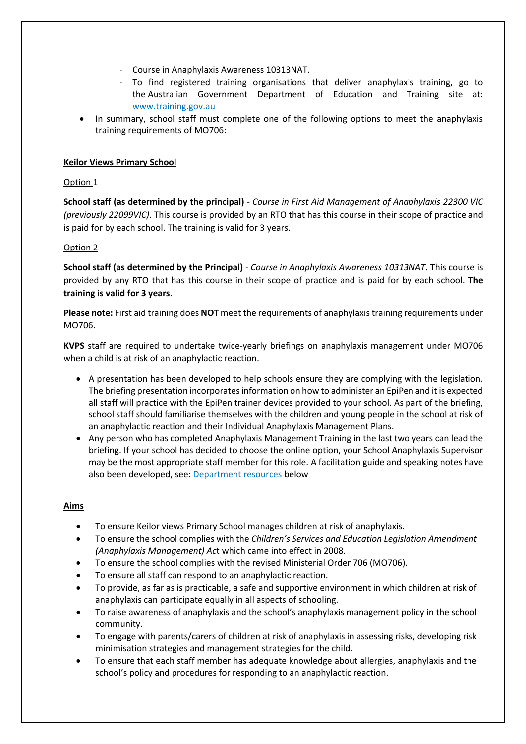- Course in Anaphylaxis Awareness 10313NAT.
- To find registered training organisations that deliver anaphylaxis training, go to the Australian Government Department of Education and Training site at: www.training.gov.au

- In summary, school staff must complete one of the following options to meet the anaphylaxis training requirements of MO706:

**Keilor Views Primary School**

Option 1

**School staff (as determined by the principal)** - *Course in First Aid Management of Anaphylaxis 22300 VIC (previously 22099VIC)*. This course is provided by an RTO that has this course in their scope of practice and is paid for by each school. The training is valid for 3 years.

Option 2

**School staff (as determined by the Principal)** - *Course in Anaphylaxis Awareness 10313NAT*. This course is provided by any RTO that has this course in their scope of practice and is paid for by each school. **The training is valid for 3 years**.

**Please note:** First aid training does **NOT** meet the requirements of anaphylaxis training requirements under MO706.

**KVPS** staff are required to undertake twice-yearly briefings on anaphylaxis management under MO706 when a child is at risk of an anaphylactic reaction.

- A presentation has been developed to help schools ensure they are complying with the legislation. The briefing presentation incorporates information on how to administer an EpiPen and it is expected all staff will practice with the EpiPen trainer devices provided to your school. As part of the briefing, school staff should familiarise themselves with the children and young people in the school at risk of an anaphylactic reaction and their Individual Anaphylaxis Management Plans.
- Any person who has completed Anaphylaxis Management Training in the last two years can lead the briefing. If your school has decided to choose the online option, your School Anaphylaxis Supervisor may be the most appropriate staff member for this role. A facilitation guide and speaking notes have also been developed, see: Department resources below

**Aims**

- To ensure Keilor views Primary School manages children at risk of anaphylaxis.
- To ensure the school complies with the *Children's Services and Education Legislation Amendment (Anaphylaxis Management) Act* which came into effect in 2008.
- To ensure the school complies with the revised Ministerial Order 706 (MO706).
- To ensure all staff can respond to an anaphylactic reaction.
- To provide, as far as is practicable, a safe and supportive environment in which children at risk of anaphylaxis can participate equally in all aspects of schooling.
- To raise awareness of anaphylaxis and the school's anaphylaxis management policy in the school community.
- To engage with parents/carers of children at risk of anaphylaxis in assessing risks, developing risk minimisation strategies and management strategies for the child.
- To ensure that each staff member has adequate knowledge about allergies, anaphylaxis and the school's policy and procedures for responding to an anaphylactic reaction.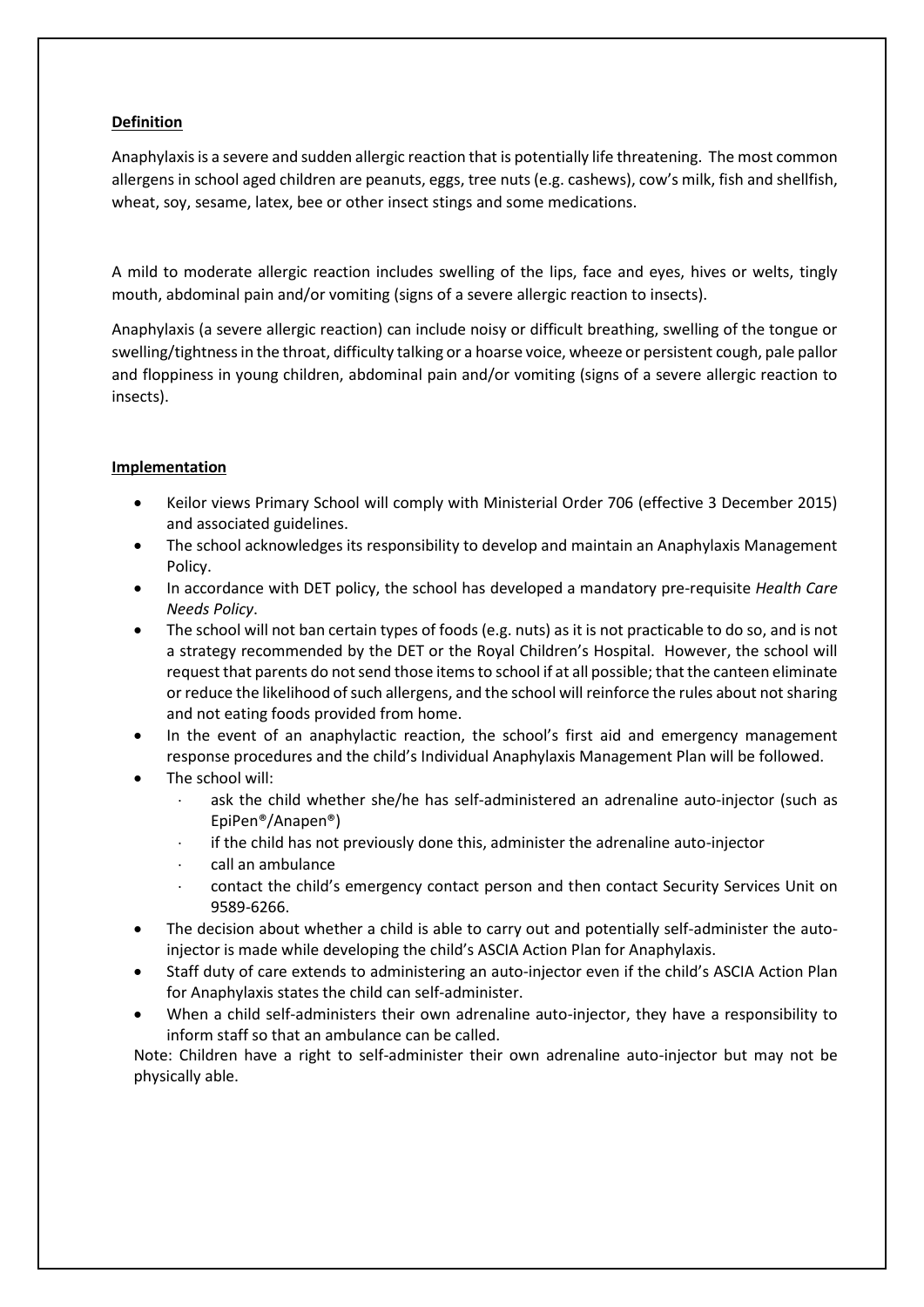**Definition**

Anaphylaxis is a severe and sudden allergic reaction that is potentially life threatening. The most common allergens in school aged children are peanuts, eggs, tree nuts (e.g. cashews), cow's milk, fish and shellfish, wheat, soy, sesame, latex, bee or other insect stings and some medications.

A mild to moderate allergic reaction includes swelling of the lips, face and eyes, hives or welts, tingly mouth, abdominal pain and/or vomiting (signs of a severe allergic reaction to insects).

Anaphylaxis (a severe allergic reaction) can include noisy or difficult breathing, swelling of the tongue or swelling/tightness in the throat, difficulty talking or a hoarse voice, wheeze or persistent cough, pale pallor and floppiness in young children, abdominal pain and/or vomiting (signs of a severe allergic reaction to insects).

**Implementation**

- Keilor views Primary School will comply with Ministerial Order 706 (effective 3 December 2015) and associated guidelines.
- The school acknowledges its responsibility to develop and maintain an Anaphylaxis Management Policy.
- In accordance with DET policy, the school has developed a mandatory pre-requisite *Health Care Needs Policy*.
- The school will not ban certain types of foods (e.g. nuts) as it is not practicable to do so, and is not a strategy recommended by the DET or the Royal Children's Hospital. However, the school will request that parents do not send those items to school if at all possible; that the canteen eliminate or reduce the likelihood of such allergens, and the school will reinforce the rules about not sharing and not eating foods provided from home.
- In the event of an anaphylactic reaction, the school's first aid and emergency management response procedures and the child's Individual Anaphylaxis Management Plan will be followed.
- The school will:
  - ask the child whether she/he has self-administered an adrenaline auto-injector (such as EpiPen®/Anapen®)
  - if the child has not previously done this, administer the adrenaline auto-injector
  - call an ambulance
  - contact the child's emergency contact person and then contact Security Services Unit on 9589-6266.
- The decision about whether a child is able to carry out and potentially self-administer the auto-injector is made while developing the child's ASCIA Action Plan for Anaphylaxis.
- Staff duty of care extends to administering an auto-injector even if the child's ASCIA Action Plan for Anaphylaxis states the child can self-administer.
- When a child self-administers their own adrenaline auto-injector, they have a responsibility to inform staff so that an ambulance can be called.

Note: Children have a right to self-administer their own adrenaline auto-injector but may not be physically able.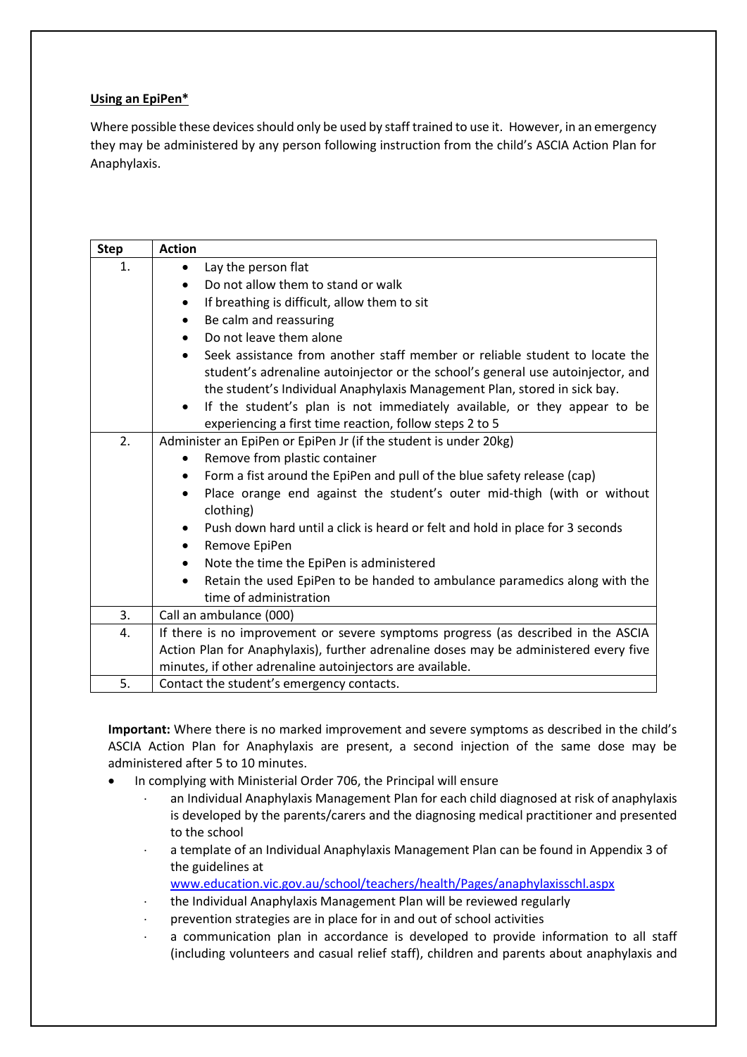**Using an EpiPen***

Where possible these devices should only be used by staff trained to use it. However, in an emergency they may be administered by any person following instruction from the child's ASCIA Action Plan for Anaphylaxis.

| Step | Action |
| --- | --- |
| 1. | • Lay the person flat<br>• Do not allow them to stand or walk<br>• If breathing is difficult, allow them to sit<br>• Be calm and reassuring<br>• Do not leave them alone<br>• Seek assistance from another staff member or reliable student to locate the student's adrenaline autoinjector or the school's general use autoinjector, and the student's Individual Anaphylaxis Management Plan, stored in sick bay.<br>• If the student's plan is not immediately available, or they appear to be experiencing a first time reaction, follow steps 2 to 5 |
| 2. | Administer an EpiPen or EpiPen Jr (if the student is under 20kg)<br>• Remove from plastic container<br>• Form a fist around the EpiPen and pull of the blue safety release (cap)<br>• Place orange end against the student's outer mid-thigh (with or without clothing)<br>• Push down hard until a click is heard or felt and hold in place for 3 seconds<br>• Remove EpiPen<br>• Note the time the EpiPen is administered<br>• Retain the used EpiPen to be handed to ambulance paramedics along with the time of administration |
| 3. | Call an ambulance (000) |
| 4. | If there is no improvement or severe symptoms progress (as described in the ASCIA Action Plan for Anaphylaxis), further adrenaline doses may be administered every five minutes, if other adrenaline autoinjectors are available. |
| 5. | Contact the student's emergency contacts. |

**Important:** Where there is no marked improvement and severe symptoms as described in the child's ASCIA Action Plan for Anaphylaxis are present, a second injection of the same dose may be administered after 5 to 10 minutes.

- In complying with Ministerial Order 706, the Principal will ensure
  - an Individual Anaphylaxis Management Plan for each child diagnosed at risk of anaphylaxis is developed by the parents/carers and the diagnosing medical practitioner and presented to the school
  - a template of an Individual Anaphylaxis Management Plan can be found in Appendix 3 of the guidelines at [www.education.vic.gov.au/school/teachers/health/Pages/anaphylaxisschl.aspx](www.education.vic.gov.au/school/teachers/health/Pages/anaphylaxisschl.aspx)
  - the Individual Anaphylaxis Management Plan will be reviewed regularly
  - prevention strategies are in place for in and out of school activities
  - a communication plan in accordance is developed to provide information to all staff (including volunteers and casual relief staff), children and parents about anaphylaxis and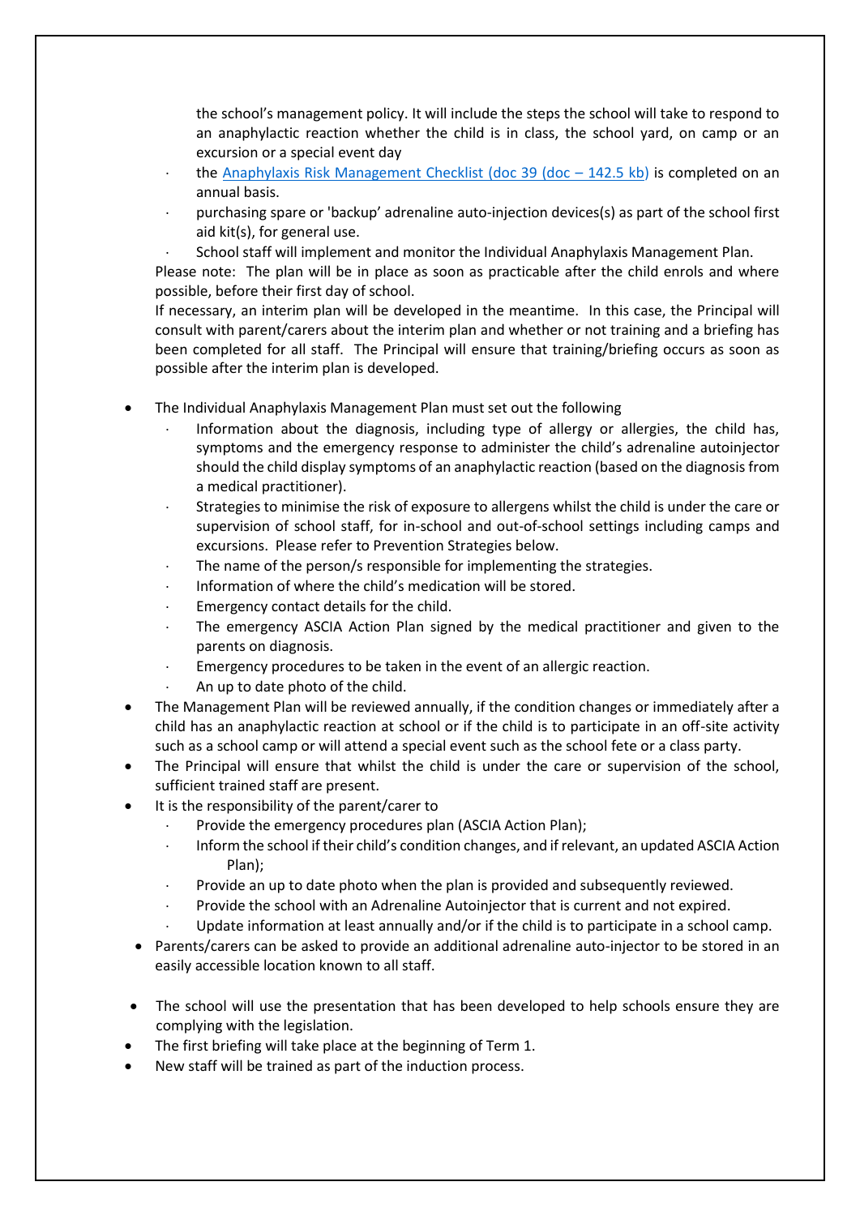the school's management policy. It will include the steps the school will take to respond to an anaphylactic reaction whether the child is in class, the school yard, on camp or an excursion or a special event day
    - the Anaphylaxis Risk Management Checklist (doc 39 (doc – 142.5 kb) is completed on an annual basis.
    - purchasing spare or 'backup' adrenaline auto-injection devices(s) as part of the school first aid kit(s), for general use.
    - School staff will implement and monitor the Individual Anaphylaxis Management Plan.

  Please note: The plan will be in place as soon as practicable after the child enrols and where possible, before their first day of school.

  If necessary, an interim plan will be developed in the meantime. In this case, the Principal will consult with parent/carers about the interim plan and whether or not training and a briefing has been completed for all staff. The Principal will ensure that training/briefing occurs as soon as possible after the interim plan is developed.

- The Individual Anaphylaxis Management Plan must set out the following
    - Information about the diagnosis, including type of allergy or allergies, the child has, symptoms and the emergency response to administer the child's adrenaline autoinjector should the child display symptoms of an anaphylactic reaction (based on the diagnosis from a medical practitioner).
    - Strategies to minimise the risk of exposure to allergens whilst the child is under the care or supervision of school staff, for in-school and out-of-school settings including camps and excursions. Please refer to Prevention Strategies below.
    - The name of the person/s responsible for implementing the strategies.
    - Information of where the child's medication will be stored.
    - Emergency contact details for the child.
    - The emergency ASCIA Action Plan signed by the medical practitioner and given to the parents on diagnosis.
    - Emergency procedures to be taken in the event of an allergic reaction.
    - An up to date photo of the child.
- The Management Plan will be reviewed annually, if the condition changes or immediately after a child has an anaphylactic reaction at school or if the child is to participate in an off-site activity such as a school camp or will attend a special event such as the school fete or a class party.
- The Principal will ensure that whilst the child is under the care or supervision of the school, sufficient trained staff are present.
- It is the responsibility of the parent/carer to
    - Provide the emergency procedures plan (ASCIA Action Plan);
    - Inform the school if their child's condition changes, and if relevant, an updated ASCIA Action Plan);
    - Provide an up to date photo when the plan is provided and subsequently reviewed.
    - Provide the school with an Adrenaline Autoinjector that is current and not expired.
    - Update information at least annually and/or if the child is to participate in a school camp.
- Parents/carers can be asked to provide an additional adrenaline auto-injector to be stored in an easily accessible location known to all staff.
- The school will use the presentation that has been developed to help schools ensure they are complying with the legislation.
- The first briefing will take place at the beginning of Term 1.
- New staff will be trained as part of the induction process.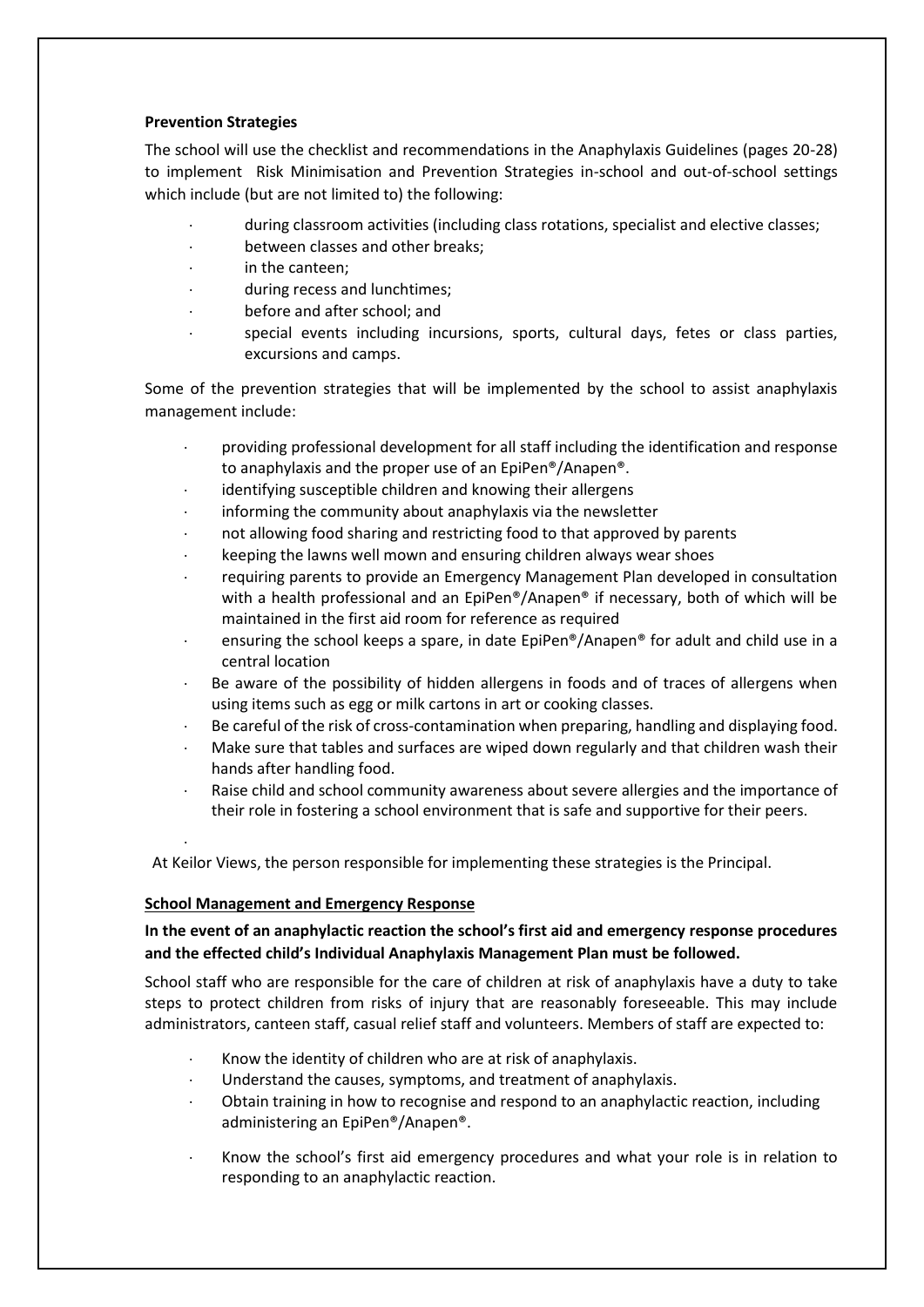**Prevention Strategies**

The school will use the checklist and recommendations in the Anaphylaxis Guidelines (pages 20-28) to implement Risk Minimisation and Prevention Strategies in-school and out-of-school settings which include (but are not limited to) the following:

- during classroom activities (including class rotations, specialist and elective classes;
- between classes and other breaks;
- in the canteen;
- during recess and lunchtimes;
- before and after school; and
- special events including incursions, sports, cultural days, fetes or class parties, excursions and camps.

Some of the prevention strategies that will be implemented by the school to assist anaphylaxis management include:

- providing professional development for all staff including the identification and response to anaphylaxis and the proper use of an EpiPen®/Anapen®.
- identifying susceptible children and knowing their allergens
- informing the community about anaphylaxis via the newsletter
- not allowing food sharing and restricting food to that approved by parents
- keeping the lawns well mown and ensuring children always wear shoes
- requiring parents to provide an Emergency Management Plan developed in consultation with a health professional and an EpiPen®/Anapen® if necessary, both of which will be maintained in the first aid room for reference as required
- ensuring the school keeps a spare, in date EpiPen®/Anapen® for adult and child use in a central location
- Be aware of the possibility of hidden allergens in foods and of traces of allergens when using items such as egg or milk cartons in art or cooking classes.
- Be careful of the risk of cross-contamination when preparing, handling and displaying food.
- Make sure that tables and surfaces are wiped down regularly and that children wash their hands after handling food.
- Raise child and school community awareness about severe allergies and the importance of their role in fostering a school environment that is safe and supportive for their peers.

At Keilor Views, the person responsible for implementing these strategies is the Principal.

**School Management and Emergency Response**

**In the event of an anaphylactic reaction the school's first aid and emergency response procedures and the effected child's Individual Anaphylaxis Management Plan must be followed.**

School staff who are responsible for the care of children at risk of anaphylaxis have a duty to take steps to protect children from risks of injury that are reasonably foreseeable. This may include administrators, canteen staff, casual relief staff and volunteers. Members of staff are expected to:

- Know the identity of children who are at risk of anaphylaxis.
- Understand the causes, symptoms, and treatment of anaphylaxis.
- Obtain training in how to recognise and respond to an anaphylactic reaction, including administering an EpiPen®/Anapen®.
- Know the school's first aid emergency procedures and what your role is in relation to responding to an anaphylactic reaction.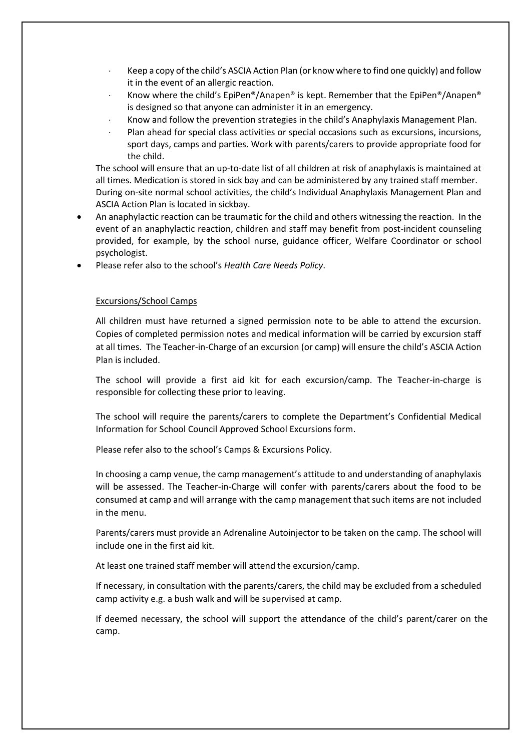- Keep a copy of the child's ASCIA Action Plan (or know where to find one quickly) and follow it in the event of an allergic reaction.
- Know where the child's EpiPen®/Anapen® is kept. Remember that the EpiPen®/Anapen® is designed so that anyone can administer it in an emergency.
- Know and follow the prevention strategies in the child's Anaphylaxis Management Plan.
- Plan ahead for special class activities or special occasions such as excursions, incursions, sport days, camps and parties. Work with parents/carers to provide appropriate food for the child.

The school will ensure that an up-to-date list of all children at risk of anaphylaxis is maintained at all times. Medication is stored in sick bay and can be administered by any trained staff member. During on-site normal school activities, the child's Individual Anaphylaxis Management Plan and ASCIA Action Plan is located in sickbay.

- An anaphylactic reaction can be traumatic for the child and others witnessing the reaction. In the event of an anaphylactic reaction, children and staff may benefit from post-incident counseling provided, for example, by the school nurse, guidance officer, Welfare Coordinator or school psychologist.
- Please refer also to the school's *Health Care Needs Policy*.

Excursions/School Camps

All children must have returned a signed permission note to be able to attend the excursion. Copies of completed permission notes and medical information will be carried by excursion staff at all times. The Teacher-in-Charge of an excursion (or camp) will ensure the child's ASCIA Action Plan is included.

The school will provide a first aid kit for each excursion/camp. The Teacher-in-charge is responsible for collecting these prior to leaving.

The school will require the parents/carers to complete the Department's Confidential Medical Information for School Council Approved School Excursions form.

Please refer also to the school's Camps & Excursions Policy.

In choosing a camp venue, the camp management's attitude to and understanding of anaphylaxis will be assessed. The Teacher-in-Charge will confer with parents/carers about the food to be consumed at camp and will arrange with the camp management that such items are not included in the menu.

Parents/carers must provide an Adrenaline Autoinjector to be taken on the camp. The school will include one in the first aid kit.

At least one trained staff member will attend the excursion/camp.

If necessary, in consultation with the parents/carers, the child may be excluded from a scheduled camp activity e.g. a bush walk and will be supervised at camp.

If deemed necessary, the school will support the attendance of the child's parent/carer on the camp.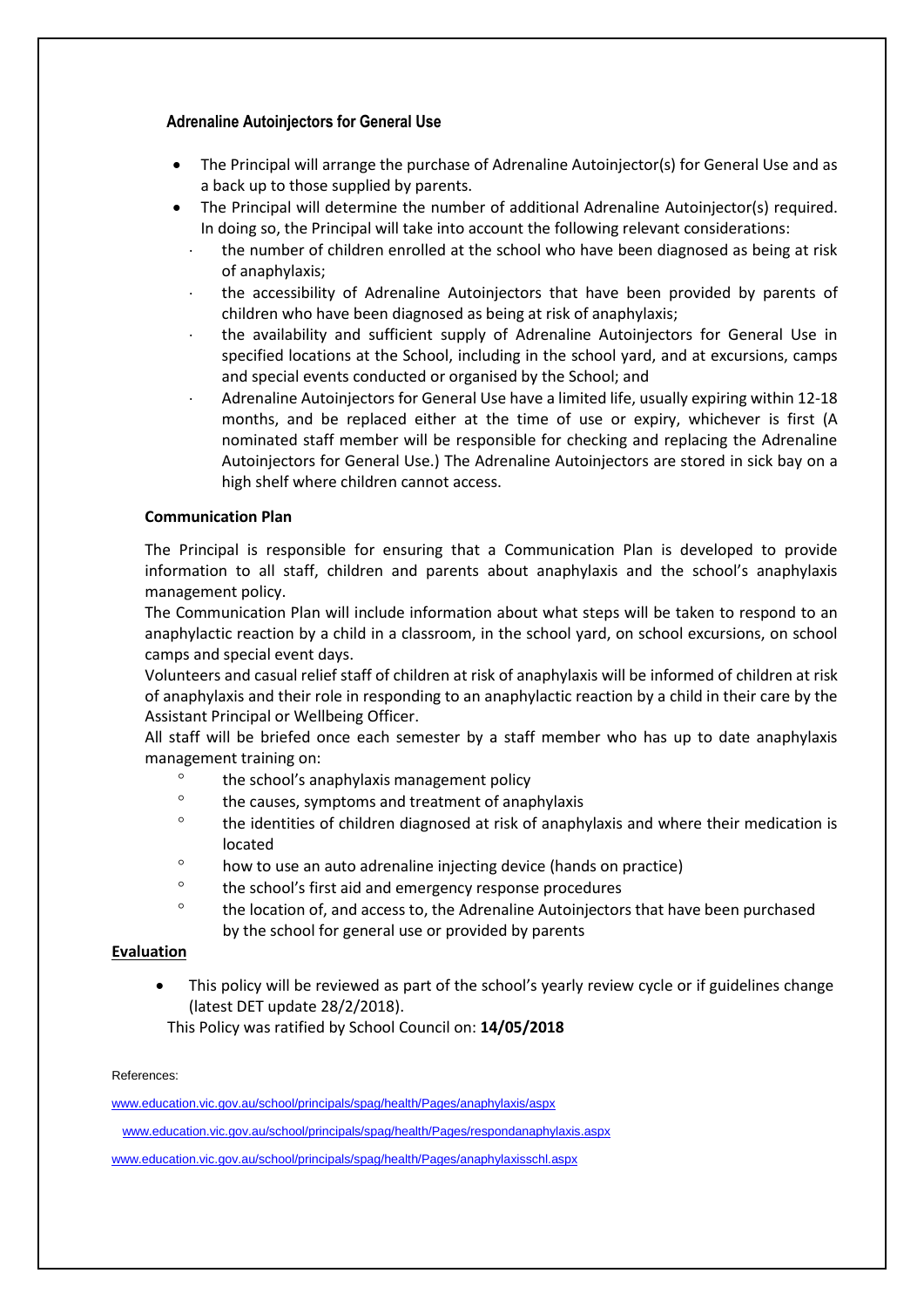### Adrenaline Autoinjectors for General Use

- The Principal will arrange the purchase of Adrenaline Autoinjector(s) for General Use and as a back up to those supplied by parents.
- The Principal will determine the number of additional Adrenaline Autoinjector(s) required. In doing so, the Principal will take into account the following relevant considerations:
  - the number of children enrolled at the school who have been diagnosed as being at risk of anaphylaxis;
  - the accessibility of Adrenaline Autoinjectors that have been provided by parents of children who have been diagnosed as being at risk of anaphylaxis;
  - the availability and sufficient supply of Adrenaline Autoinjectors for General Use in specified locations at the School, including in the school yard, and at excursions, camps and special events conducted or organised by the School; and
  - Adrenaline Autoinjectors for General Use have a limited life, usually expiring within 12-18 months, and be replaced either at the time of use or expiry, whichever is first (A nominated staff member will be responsible for checking and replacing the Adrenaline Autoinjectors for General Use.) The Adrenaline Autoinjectors are stored in sick bay on a high shelf where children cannot access.

### Communication Plan

The Principal is responsible for ensuring that a Communication Plan is developed to provide information to all staff, children and parents about anaphylaxis and the school's anaphylaxis management policy.

The Communication Plan will include information about what steps will be taken to respond to an anaphylactic reaction by a child in a classroom, in the school yard, on school excursions, on school camps and special event days.

Volunteers and casual relief staff of children at risk of anaphylaxis will be informed of children at risk of anaphylaxis and their role in responding to an anaphylactic reaction by a child in their care by the Assistant Principal or Wellbeing Officer.

All staff will be briefed once each semester by a staff member who has up to date anaphylaxis management training on:

- the school's anaphylaxis management policy
- the causes, symptoms and treatment of anaphylaxis
- the identities of children diagnosed at risk of anaphylaxis and where their medication is located
- how to use an auto adrenaline injecting device (hands on practice)
- the school's first aid and emergency response procedures
- the location of, and access to, the Adrenaline Autoinjectors that have been purchased by the school for general use or provided by parents

### Evaluation

- This policy will be reviewed as part of the school's yearly review cycle or if guidelines change (latest DET update 28/2/2018).

This Policy was ratified by School Council on: **14/05/2018**

References:

www.education.vic.gov.au/school/principals/spag/health/Pages/anaphylaxis/aspx

www.education.vic.gov.au/school/principals/spag/health/Pages/respondanaphylaxis.aspx

www.education.vic.gov.au/school/principals/spag/health/Pages/anaphylaxisschl.aspx